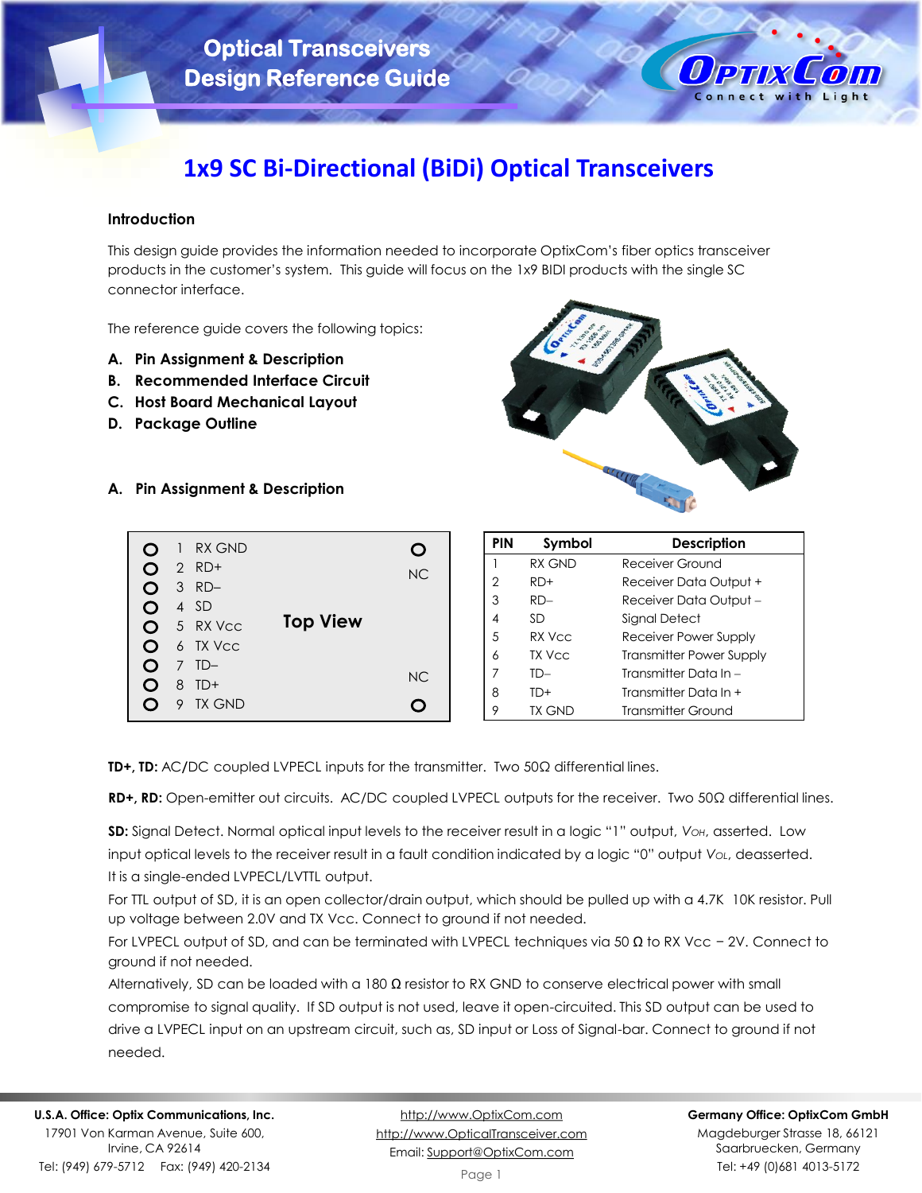# Optical Transceivers Design Reference Guide

## 1x9 SC Bi-Directional (BiDi) Optical Transceivers

### Introduction

This design guide provides the information needed to incorporate OptixCom's fiber optics transceiver products in the customer's system. This guide will focus on the 1x9 BIDI products with the single SC connector interface.

The reference guide covers the following topics:

**A. Pin Assignment & Description**
**B. Recommended Interface Circuit**
**C. Host Board Mechanical Layout**
**D. Package Outline**

### A. Pin Assignment & Description

**Top View**

| Pin | Name |
|---|---|
| 1 | RX GND |
| 2 | RD+ |
| 3 | RD– |
| 4 | SD |
| 5 | RX Vcc |
| 6 | TX Vcc |
| 7 | TD– |
| 8 | TD+ |
| 9 | TX GND |
| | NC |
| | NC |

| PIN | Symbol | Description |
|---|---|---|
| 1 | RX GND | Receiver Ground |
| 2 | RD+ | Receiver Data Output + |
| 3 | RD– | Receiver Data Output – |
| 4 | SD | Signal Detect |
| 5 | RX Vcc | Receiver Power Supply |
| 6 | TX Vcc | Transmitter Power Supply |
| 7 | TD– | Transmitter Data In – |
| 8 | TD+ | Transmitter Data In + |
| 9 | TX GND | Transmitter Ground |

**TD+, TD:** AC/DC coupled LVPECL inputs for the transmitter. Two 50Ω differential lines.

**RD+, RD:** Open-emitter out circuits. AC/DC coupled LVPECL outputs for the receiver. Two 50Ω differential lines.

**SD:** Signal Detect. Normal optical input levels to the receiver result in a logic "1" output, $V_{OH}$, asserted. Low input optical levels to the receiver result in a fault condition indicated by a logic "0" output $V_{OL}$, deasserted. It is a single-ended LVPECL/LVTTL output.

For TTL output of SD, it is an open collector/drain output, which should be pulled up with a 4.7K 10K resistor. Pull up voltage between 2.0V and TX Vcc. Connect to ground if not needed.

For LVPECL output of SD, and can be terminated with LVPECL techniques via 50 Ω to RX Vcc − 2V. Connect to ground if not needed.

Alternatively, SD can be loaded with a 180 Ω resistor to RX GND to conserve electrical power with small compromise to signal quality. If SD output is not used, leave it open-circuited. This SD output can be used to drive a LVPECL input on an upstream circuit, such as, SD input or Loss of Signal-bar. Connect to ground if not needed.

**U.S.A. Office: Optix Communications, Inc.**
17901 Von Karman Avenue, Suite 600, Irvine, CA 92614
Tel: (949) 679-5712 Fax: (949) 420-2134

http://www.OptixCom.com
http://www.OpticalTransceiver.com
Email: Support@OptixCom.com

**Germany Office: OptixCom GmbH**
Magdeburger Strasse 18, 66121 Saarbruecken, Germany
Tel: +49 (0)681 4013-5172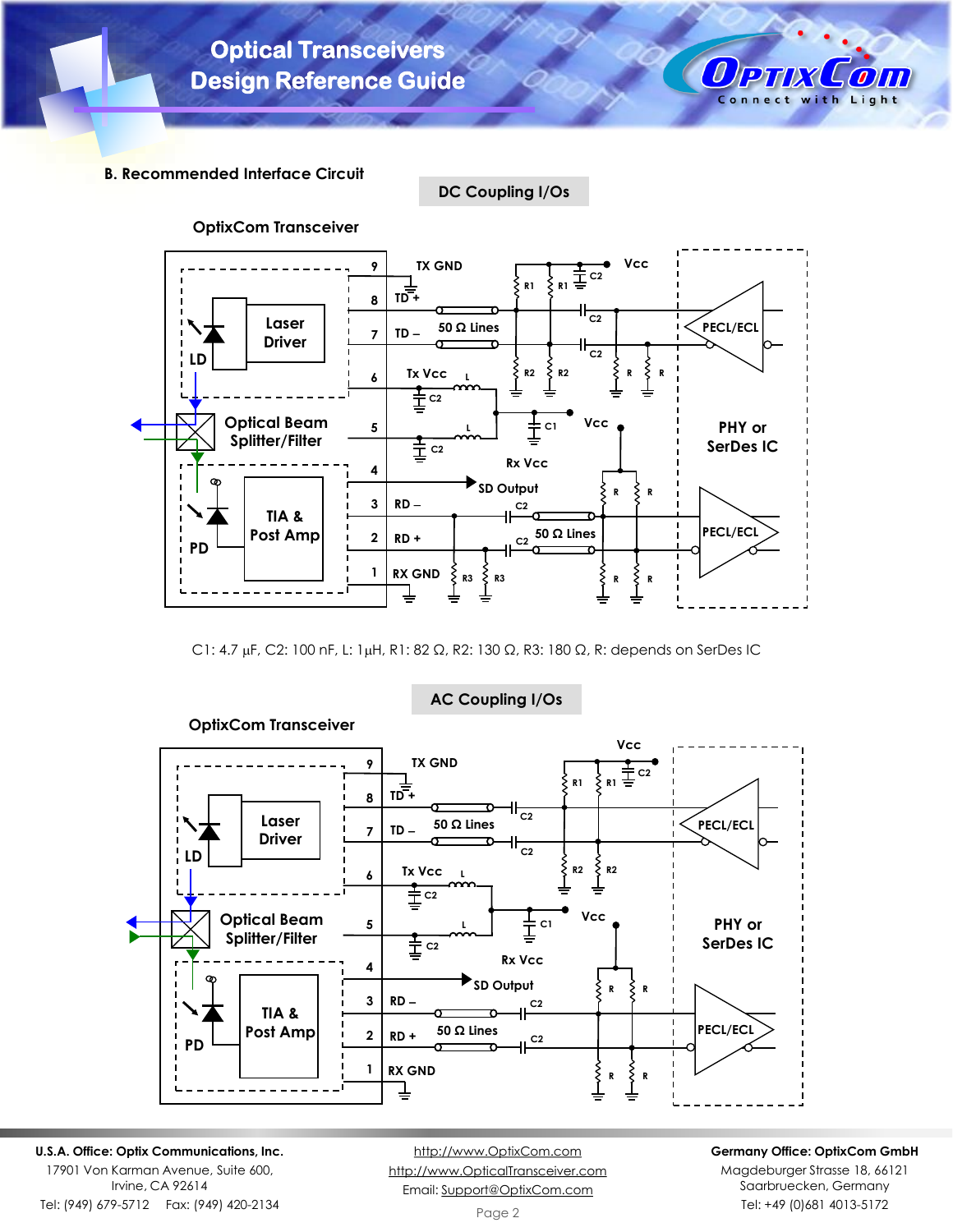### B. Recommended Interface Circuit

**DC Coupling I/Os**

OptixCom Transceiver

C1: 4.7 µF, C2: 100 nF, L: 1µH, R1: 82 Ω, R2: 130 Ω, R3: 180 Ω, R: depends on SerDes IC

**AC Coupling I/Os**

OptixCom Transceiver

**U.S.A. Office: Optix Communications, Inc.**
17901 Von Karman Avenue, Suite 600,
Irvine, CA 92614
Tel: (949) 679-5712 Fax: (949) 420-2134

http://www.OptixCom.com
http://www.OpticalTransceiver.com
Email: Support@OptixCom.com

**Germany Office: OptixCom GmbH**
Magdeburger Strasse 18, 66121
Saarbruecken, Germany
Tel: +49 (0)681 4013-5172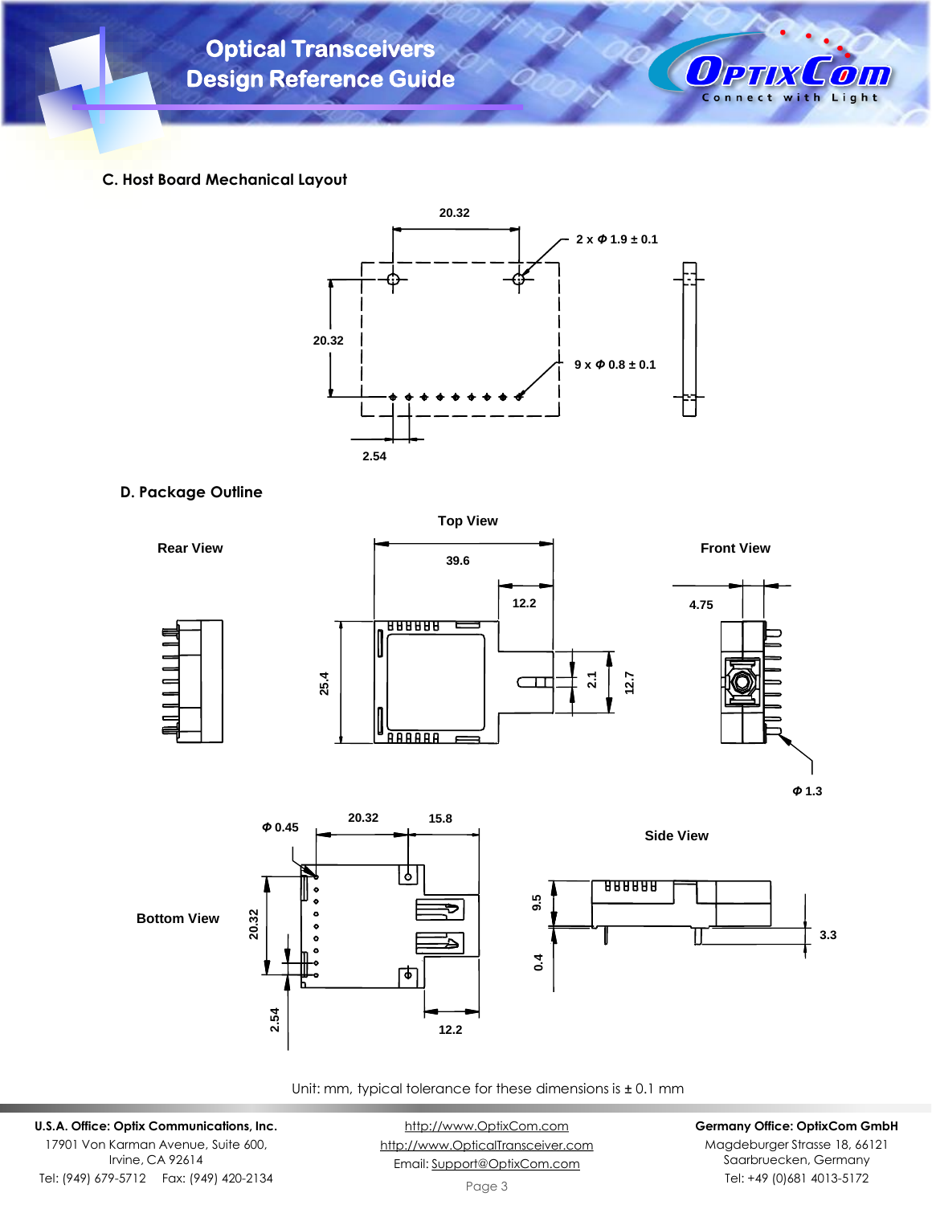### C. Host Board Mechanical Layout

20.32

2 x Φ 1.9 ± 0.1

20.32

9 x Φ 0.8 ± 0.1

2.54

### D. Package Outline

Top View

Rear View

Front View

39.6

12.2

4.75

25.4

2.1

12.7

Φ 1.3

Φ 0.45

20.32

15.8

Side View

Bottom View

20.32

9.5

3.3

0.4

2.54

12.2

Unit: mm, typical tolerance for these dimensions is ± 0.1 mm

**U.S.A. Office: Optix Communications, Inc.**
17901 Von Karman Avenue, Suite 600,
Irvine, CA 92614
Tel: (949) 679-5712 Fax: (949) 420-2134

http://www.OptixCom.com
http://www.OpticalTransceiver.com
Email: Support@OptixCom.com

**Germany Office: OptixCom GmbH**
Magdeburger Strasse 18, 66121
Saarbruecken, Germany
Tel: +49 (0)681 4013-5172